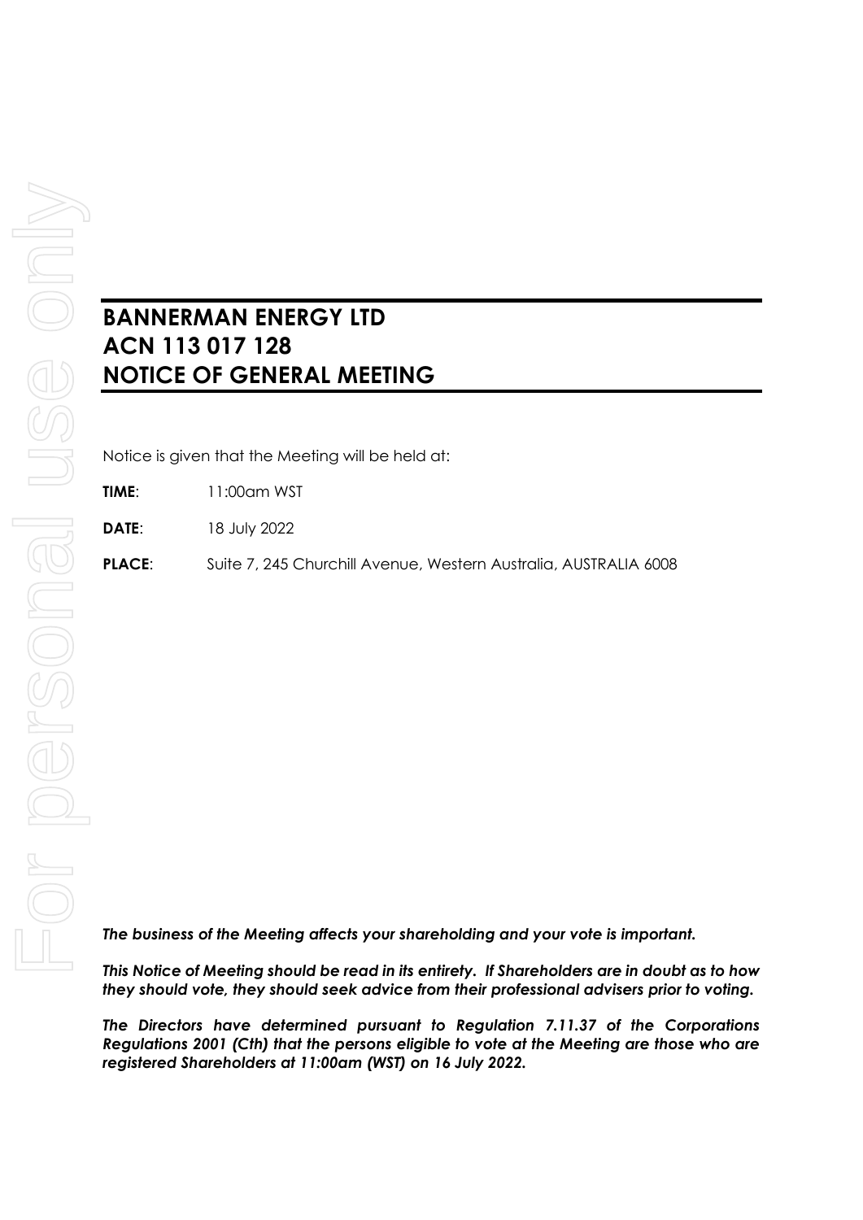# BANNERMAN ENERGY LTD
# ACN 113 017 128
# NOTICE OF GENERAL MEETING

Notice is given that the Meeting will be held at:

**TIME**: 11:00am WST

**DATE**: 18 July 2022

**PLACE**: Suite 7, 245 Churchill Avenue, Western Australia, AUSTRALIA 6008

***The business of the Meeting affects your shareholding and your vote is important.***

***This Notice of Meeting should be read in its entirety. If Shareholders are in doubt as to how they should vote, they should seek advice from their professional advisers prior to voting.***

***The Directors have determined pursuant to Regulation 7.11.37 of the Corporations Regulations 2001 (Cth) that the persons eligible to vote at the Meeting are those who are registered Shareholders at 11:00am (WST) on 16 July 2022.***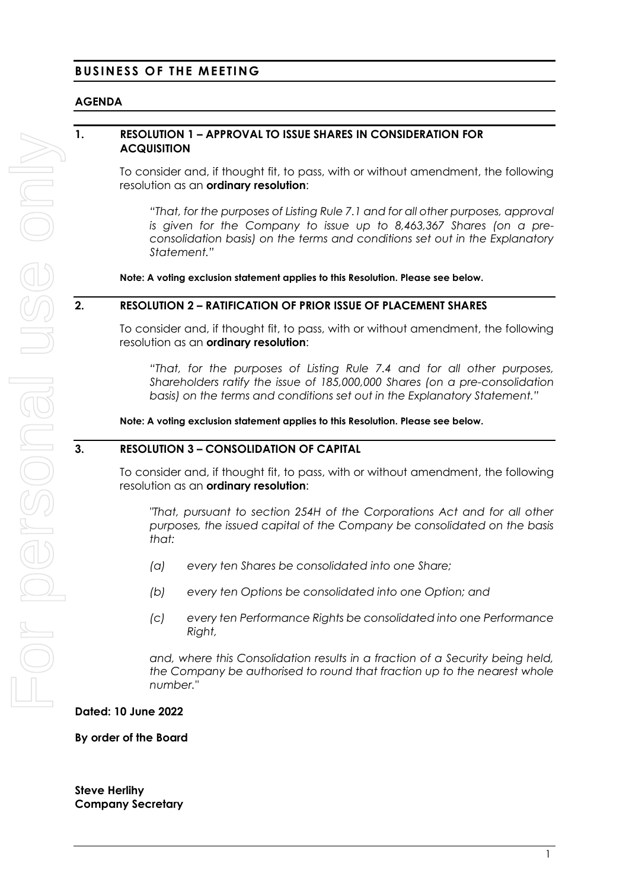# BUSINESS OF THE MEETING

## AGENDA

### 1. RESOLUTION 1 – APPROVAL TO ISSUE SHARES IN CONSIDERATION FOR ACQUISITION

To consider and, if thought fit, to pass, with or without amendment, the following resolution as an **ordinary resolution**:

> *"That, for the purposes of Listing Rule 7.1 and for all other purposes, approval is given for the Company to issue up to 8,463,367 Shares (on a pre-consolidation basis) on the terms and conditions set out in the Explanatory Statement."*

**Note: A voting exclusion statement applies to this Resolution. Please see below.**

### 2. RESOLUTION 2 – RATIFICATION OF PRIOR ISSUE OF PLACEMENT SHARES

To consider and, if thought fit, to pass, with or without amendment, the following resolution as an **ordinary resolution**:

> *"That, for the purposes of Listing Rule 7.4 and for all other purposes, Shareholders ratify the issue of 185,000,000 Shares (on a pre-consolidation basis) on the terms and conditions set out in the Explanatory Statement."*

**Note: A voting exclusion statement applies to this Resolution. Please see below.**

### 3. RESOLUTION 3 – CONSOLIDATION OF CAPITAL

To consider and, if thought fit, to pass, with or without amendment, the following resolution as an **ordinary resolution**:

> *"That, pursuant to section 254H of the Corporations Act and for all other purposes, the issued capital of the Company be consolidated on the basis that:*
>
> *(a) every ten Shares be consolidated into one Share;*
>
> *(b) every ten Options be consolidated into one Option; and*
>
> *(c) every ten Performance Rights be consolidated into one Performance Right,*
>
> *and, where this Consolidation results in a fraction of a Security being held, the Company be authorised to round that fraction up to the nearest whole number."*

**Dated: 10 June 2022**

**By order of the Board**

**Steve Herlihy**
**Company Secretary**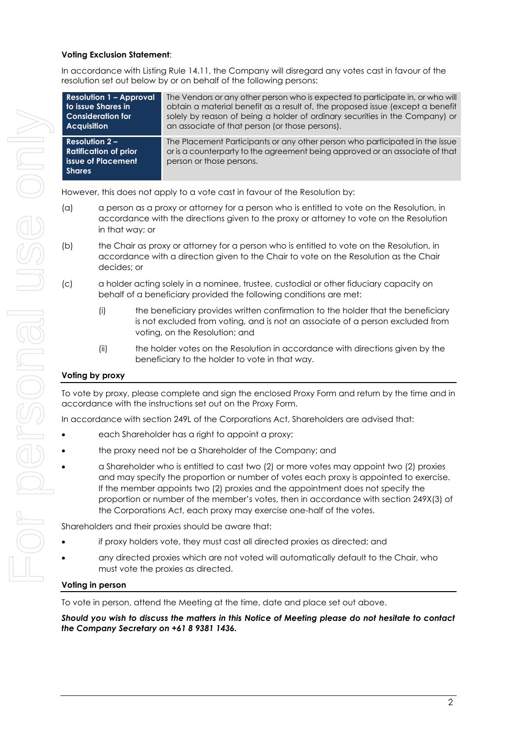**Voting Exclusion Statement**:

In accordance with Listing Rule 14.11, the Company will disregard any votes cast in favour of the resolution set out below by or on behalf of the following persons:

| | |
|---|---|
| **Resolution 1 – Approval to issue Shares in Consideration for Acquisition** | The Vendors or any other person who is expected to participate in, or who will obtain a material benefit as a result of, the proposed issue (except a benefit solely by reason of being a holder of ordinary securities in the Company) or an associate of that person (or those persons). |
| **Resolution 2 – Ratification of prior issue of Placement Shares** | The Placement Participants or any other person who participated in the issue or is a counterparty to the agreement being approved or an associate of that person or those persons. |

However, this does not apply to a vote cast in favour of the Resolution by:

(a) a person as a proxy or attorney for a person who is entitled to vote on the Resolution, in accordance with the directions given to the proxy or attorney to vote on the Resolution in that way; or

(b) the Chair as proxy or attorney for a person who is entitled to vote on the Resolution, in accordance with a direction given to the Chair to vote on the Resolution as the Chair decides; or

(c) a holder acting solely in a nominee, trustee, custodial or other fiduciary capacity on behalf of a beneficiary provided the following conditions are met:

  (i) the beneficiary provides written confirmation to the holder that the beneficiary is not excluded from voting, and is not an associate of a person excluded from voting, on the Resolution; and

  (ii) the holder votes on the Resolution in accordance with directions given by the beneficiary to the holder to vote in that way.

**Voting by proxy**

To vote by proxy, please complete and sign the enclosed Proxy Form and return by the time and in accordance with the instructions set out on the Proxy Form.

In accordance with section 249L of the Corporations Act, Shareholders are advised that:

- each Shareholder has a right to appoint a proxy;
- the proxy need not be a Shareholder of the Company; and
- a Shareholder who is entitled to cast two (2) or more votes may appoint two (2) proxies and may specify the proportion or number of votes each proxy is appointed to exercise. If the member appoints two (2) proxies and the appointment does not specify the proportion or number of the member's votes, then in accordance with section 249X(3) of the Corporations Act, each proxy may exercise one-half of the votes.

Shareholders and their proxies should be aware that:

- if proxy holders vote, they must cast all directed proxies as directed; and
- any directed proxies which are not voted will automatically default to the Chair, who must vote the proxies as directed.

**Voting in person**

To vote in person, attend the Meeting at the time, date and place set out above.

***Should you wish to discuss the matters in this Notice of Meeting please do not hesitate to contact the Company Secretary on +61 8 9381 1436.***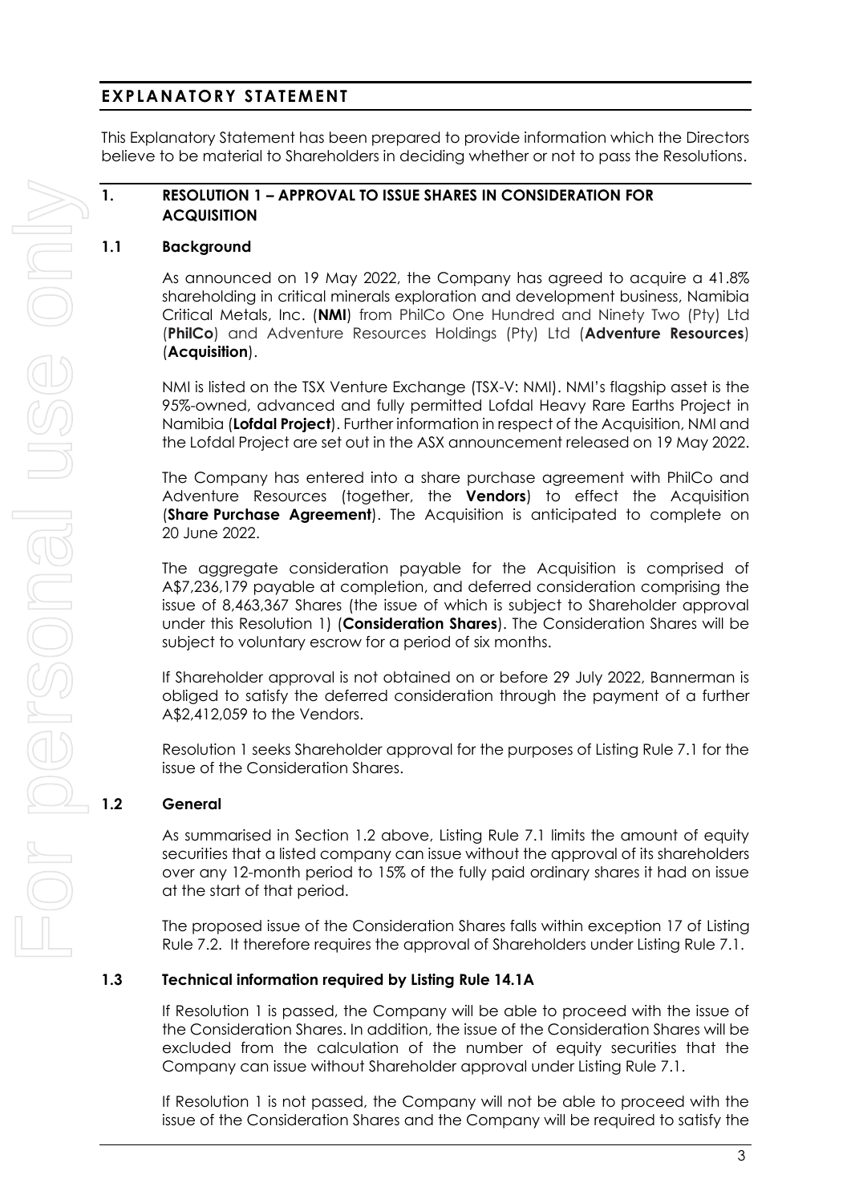# EXPLANATORY STATEMENT

This Explanatory Statement has been prepared to provide information which the Directors believe to be material to Shareholders in deciding whether or not to pass the Resolutions.

## 1. RESOLUTION 1 – APPROVAL TO ISSUE SHARES IN CONSIDERATION FOR ACQUISITION

### 1.1 Background

As announced on 19 May 2022, the Company has agreed to acquire a 41.8% shareholding in critical minerals exploration and development business, Namibia Critical Metals, Inc. (**NMI**) from PhilCo One Hundred and Ninety Two (Pty) Ltd (**PhilCo**) and Adventure Resources Holdings (Pty) Ltd (**Adventure Resources**) (**Acquisition**).

NMI is listed on the TSX Venture Exchange (TSX-V: NMI). NMI's flagship asset is the 95%-owned, advanced and fully permitted Lofdal Heavy Rare Earths Project in Namibia (**Lofdal Project**). Further information in respect of the Acquisition, NMI and the Lofdal Project are set out in the ASX announcement released on 19 May 2022.

The Company has entered into a share purchase agreement with PhilCo and Adventure Resources (together, the **Vendors**) to effect the Acquisition (**Share Purchase Agreement**). The Acquisition is anticipated to complete on 20 June 2022.

The aggregate consideration payable for the Acquisition is comprised of A$7,236,179 payable at completion, and deferred consideration comprising the issue of 8,463,367 Shares (the issue of which is subject to Shareholder approval under this Resolution 1) (**Consideration Shares**). The Consideration Shares will be subject to voluntary escrow for a period of six months.

If Shareholder approval is not obtained on or before 29 July 2022, Bannerman is obliged to satisfy the deferred consideration through the payment of a further A$2,412,059 to the Vendors.

Resolution 1 seeks Shareholder approval for the purposes of Listing Rule 7.1 for the issue of the Consideration Shares.

### 1.2 General

As summarised in Section 1.2 above, Listing Rule 7.1 limits the amount of equity securities that a listed company can issue without the approval of its shareholders over any 12-month period to 15% of the fully paid ordinary shares it had on issue at the start of that period.

The proposed issue of the Consideration Shares falls within exception 17 of Listing Rule 7.2. It therefore requires the approval of Shareholders under Listing Rule 7.1.

### 1.3 Technical information required by Listing Rule 14.1A

If Resolution 1 is passed, the Company will be able to proceed with the issue of the Consideration Shares. In addition, the issue of the Consideration Shares will be excluded from the calculation of the number of equity securities that the Company can issue without Shareholder approval under Listing Rule 7.1.

If Resolution 1 is not passed, the Company will not be able to proceed with the issue of the Consideration Shares and the Company will be required to satisfy the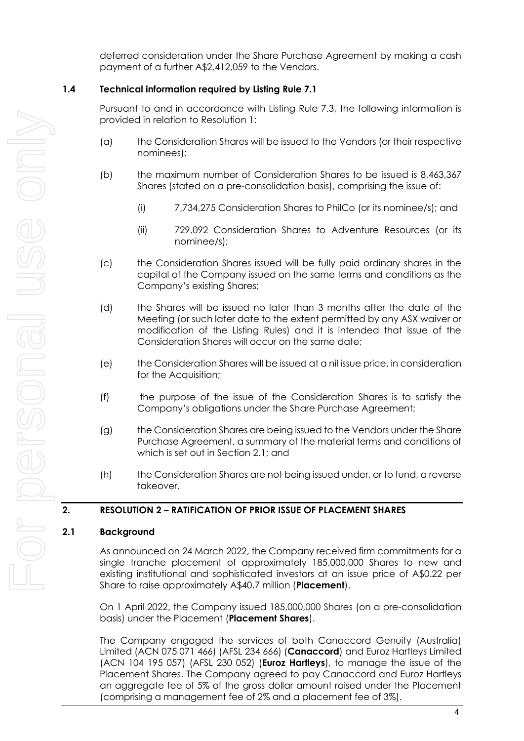deferred consideration under the Share Purchase Agreement by making a cash payment of a further A$2,412,059 to the Vendors.

### 1.4 Technical information required by Listing Rule 7.1

Pursuant to and in accordance with Listing Rule 7.3, the following information is provided in relation to Resolution 1:

(a) the Consideration Shares will be issued to the Vendors (or their respective nominees);

(b) the maximum number of Consideration Shares to be issued is 8,463,367 Shares (stated on a pre-consolidation basis), comprising the issue of:

  (i) 7,734,275 Consideration Shares to PhilCo (or its nominee/s); and

  (ii) 729,092 Consideration Shares to Adventure Resources (or its nominee/s);

(c) the Consideration Shares issued will be fully paid ordinary shares in the capital of the Company issued on the same terms and conditions as the Company's existing Shares;

(d) the Shares will be issued no later than 3 months after the date of the Meeting (or such later date to the extent permitted by any ASX waiver or modification of the Listing Rules) and it is intended that issue of the Consideration Shares will occur on the same date;

(e) the Consideration Shares will be issued at a nil issue price, in consideration for the Acquisition;

(f) the purpose of the issue of the Consideration Shares is to satisfy the Company's obligations under the Share Purchase Agreement;

(g) the Consideration Shares are being issued to the Vendors under the Share Purchase Agreement, a summary of the material terms and conditions of which is set out in Section 2.1; and

(h) the Consideration Shares are not being issued under, or to fund, a reverse takeover.

## 2. RESOLUTION 2 – RATIFICATION OF PRIOR ISSUE OF PLACEMENT SHARES

### 2.1 Background

As announced on 24 March 2022, the Company received firm commitments for a single tranche placement of approximately 185,000,000 Shares to new and existing institutional and sophisticated investors at an issue price of A$0.22 per Share to raise approximately A$40.7 million (**Placement**).

On 1 April 2022, the Company issued 185,000,000 Shares (on a pre-consolidation basis) under the Placement (**Placement Shares**).

The Company engaged the services of both Canaccord Genuity (Australia) Limited (ACN 075 071 466) (AFSL 234 666) (**Canaccord**) and Euroz Hartleys Limited (ACN 104 195 057) (AFSL 230 052) (**Euroz Hartleys**), to manage the issue of the Placement Shares. The Company agreed to pay Canaccord and Euroz Hartleys an aggregate fee of 5% of the gross dollar amount raised under the Placement (comprising a management fee of 2% and a placement fee of 3%).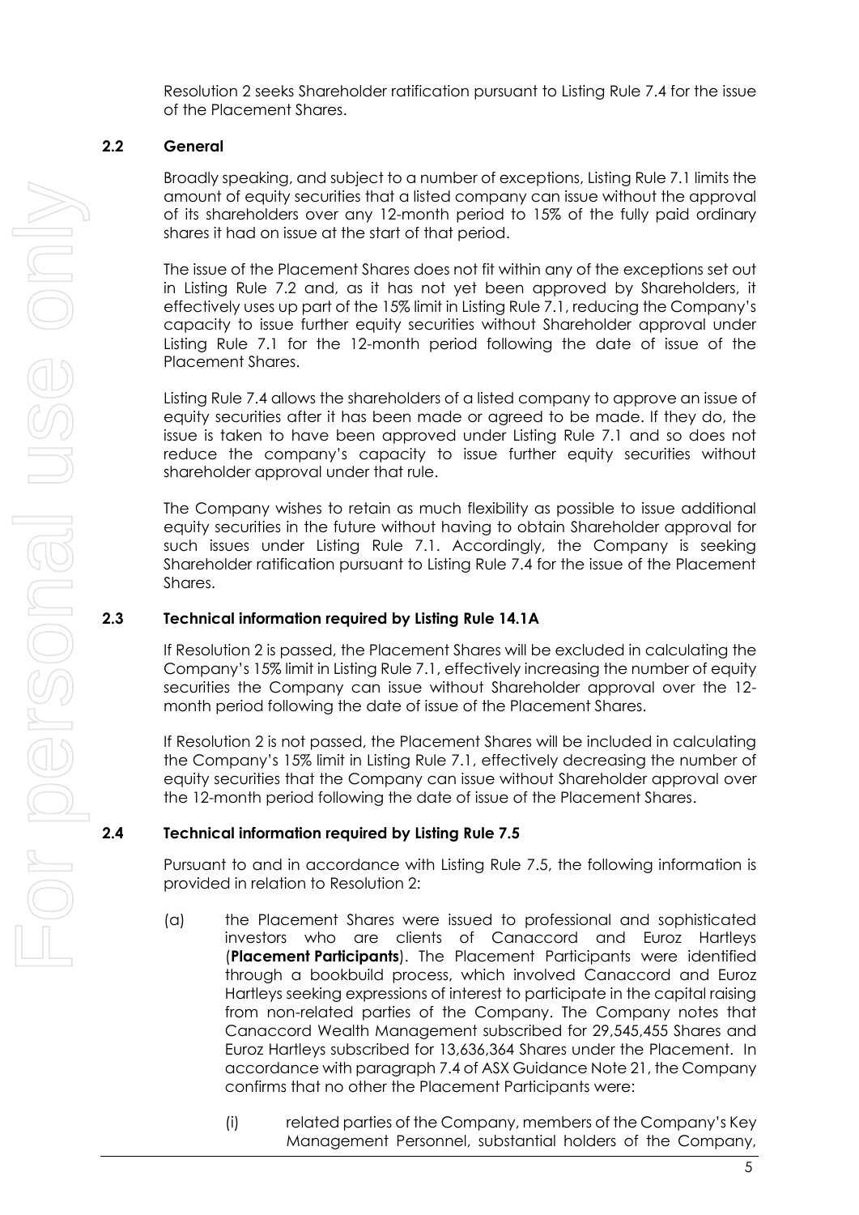Resolution 2 seeks Shareholder ratification pursuant to Listing Rule 7.4 for the issue of the Placement Shares.

## 2.2 General

Broadly speaking, and subject to a number of exceptions, Listing Rule 7.1 limits the amount of equity securities that a listed company can issue without the approval of its shareholders over any 12-month period to 15% of the fully paid ordinary shares it had on issue at the start of that period.

The issue of the Placement Shares does not fit within any of the exceptions set out in Listing Rule 7.2 and, as it has not yet been approved by Shareholders, it effectively uses up part of the 15% limit in Listing Rule 7.1, reducing the Company's capacity to issue further equity securities without Shareholder approval under Listing Rule 7.1 for the 12-month period following the date of issue of the Placement Shares.

Listing Rule 7.4 allows the shareholders of a listed company to approve an issue of equity securities after it has been made or agreed to be made. If they do, the issue is taken to have been approved under Listing Rule 7.1 and so does not reduce the company's capacity to issue further equity securities without shareholder approval under that rule.

The Company wishes to retain as much flexibility as possible to issue additional equity securities in the future without having to obtain Shareholder approval for such issues under Listing Rule 7.1. Accordingly, the Company is seeking Shareholder ratification pursuant to Listing Rule 7.4 for the issue of the Placement Shares.

## 2.3 Technical information required by Listing Rule 14.1A

If Resolution 2 is passed, the Placement Shares will be excluded in calculating the Company's 15% limit in Listing Rule 7.1, effectively increasing the number of equity securities the Company can issue without Shareholder approval over the 12-month period following the date of issue of the Placement Shares.

If Resolution 2 is not passed, the Placement Shares will be included in calculating the Company's 15% limit in Listing Rule 7.1, effectively decreasing the number of equity securities that the Company can issue without Shareholder approval over the 12-month period following the date of issue of the Placement Shares.

## 2.4 Technical information required by Listing Rule 7.5

Pursuant to and in accordance with Listing Rule 7.5, the following information is provided in relation to Resolution 2:

(a) the Placement Shares were issued to professional and sophisticated investors who are clients of Canaccord and Euroz Hartleys (**Placement Participants**). The Placement Participants were identified through a bookbuild process, which involved Canaccord and Euroz Hartleys seeking expressions of interest to participate in the capital raising from non-related parties of the Company. The Company notes that Canaccord Wealth Management subscribed for 29,545,455 Shares and Euroz Hartleys subscribed for 13,636,364 Shares under the Placement. In accordance with paragraph 7.4 of ASX Guidance Note 21, the Company confirms that no other the Placement Participants were:

   (i) related parties of the Company, members of the Company's Key Management Personnel, substantial holders of the Company,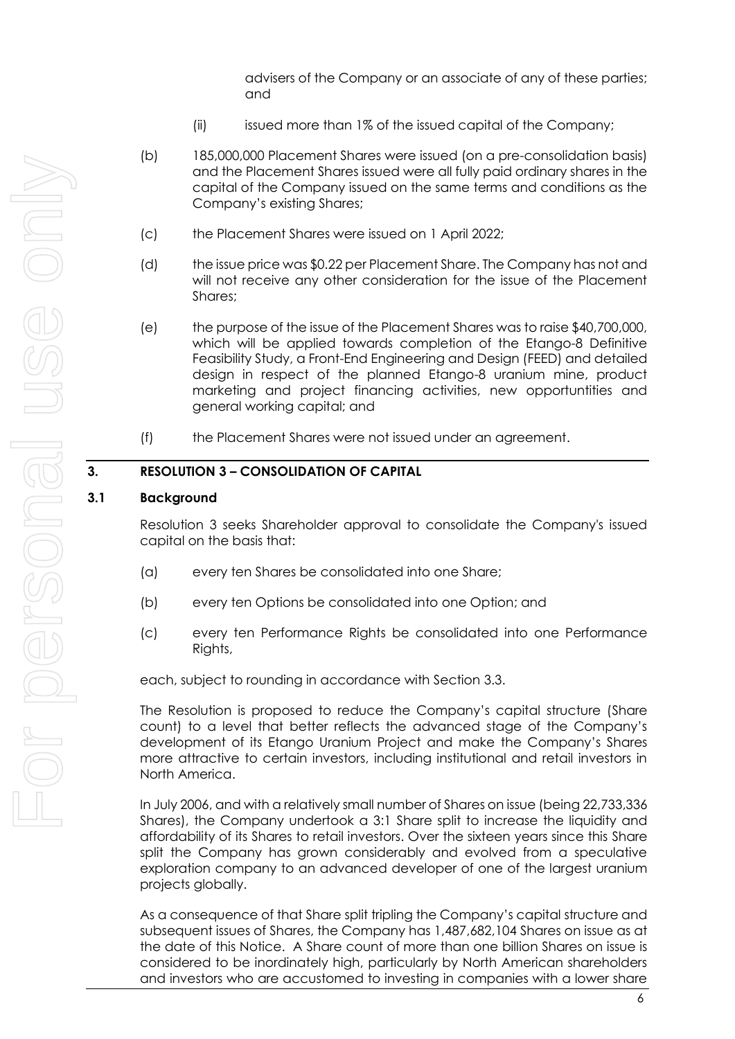advisers of the Company or an associate of any of these parties; and

(ii) issued more than 1% of the issued capital of the Company;

(b) 185,000,000 Placement Shares were issued (on a pre-consolidation basis) and the Placement Shares issued were all fully paid ordinary shares in the capital of the Company issued on the same terms and conditions as the Company's existing Shares;

(c) the Placement Shares were issued on 1 April 2022;

(d) the issue price was $0.22 per Placement Share. The Company has not and will not receive any other consideration for the issue of the Placement Shares;

(e) the purpose of the issue of the Placement Shares was to raise $40,700,000, which will be applied towards completion of the Etango-8 Definitive Feasibility Study, a Front-End Engineering and Design (FEED) and detailed design in respect of the planned Etango-8 uranium mine, product marketing and project financing activities, new opportuntities and general working capital; and

(f) the Placement Shares were not issued under an agreement.

## 3. RESOLUTION 3 – CONSOLIDATION OF CAPITAL

### 3.1 Background

Resolution 3 seeks Shareholder approval to consolidate the Company's issued capital on the basis that:

(a) every ten Shares be consolidated into one Share;

(b) every ten Options be consolidated into one Option; and

(c) every ten Performance Rights be consolidated into one Performance Rights,

each, subject to rounding in accordance with Section 3.3.

The Resolution is proposed to reduce the Company's capital structure (Share count) to a level that better reflects the advanced stage of the Company's development of its Etango Uranium Project and make the Company's Shares more attractive to certain investors, including institutional and retail investors in North America.

In July 2006, and with a relatively small number of Shares on issue (being 22,733,336 Shares), the Company undertook a 3:1 Share split to increase the liquidity and affordability of its Shares to retail investors. Over the sixteen years since this Share split the Company has grown considerably and evolved from a speculative exploration company to an advanced developer of one of the largest uranium projects globally.

As a consequence of that Share split tripling the Company's capital structure and subsequent issues of Shares, the Company has 1,487,682,104 Shares on issue as at the date of this Notice. A Share count of more than one billion Shares on issue is considered to be inordinately high, particularly by North American shareholders and investors who are accustomed to investing in companies with a lower share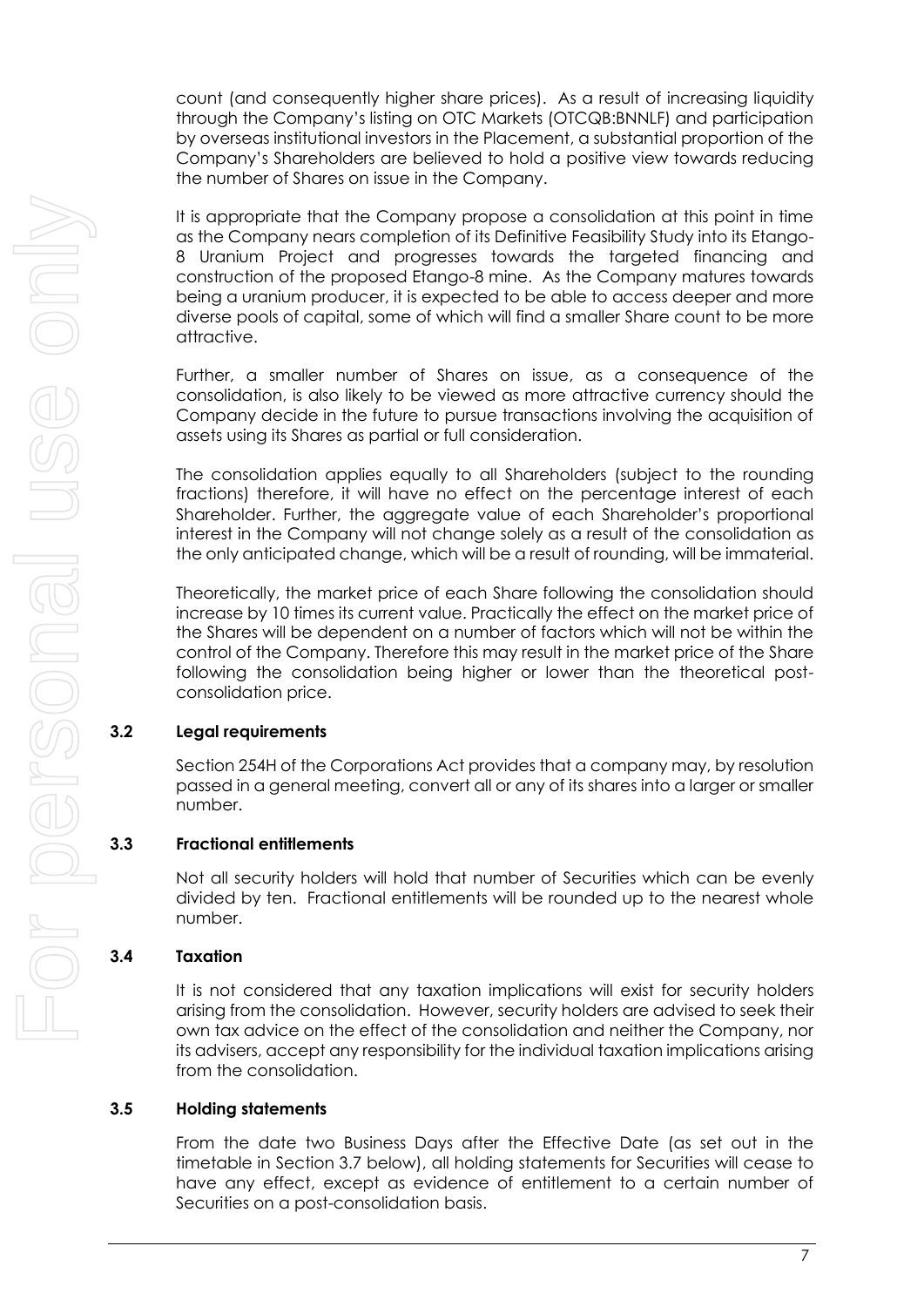count (and consequently higher share prices). As a result of increasing liquidity through the Company's listing on OTC Markets (OTCQB:BNNLF) and participation by overseas institutional investors in the Placement, a substantial proportion of the Company's Shareholders are believed to hold a positive view towards reducing the number of Shares on issue in the Company.

It is appropriate that the Company propose a consolidation at this point in time as the Company nears completion of its Definitive Feasibility Study into its Etango-8 Uranium Project and progresses towards the targeted financing and construction of the proposed Etango-8 mine. As the Company matures towards being a uranium producer, it is expected to be able to access deeper and more diverse pools of capital, some of which will find a smaller Share count to be more attractive.

Further, a smaller number of Shares on issue, as a consequence of the consolidation, is also likely to be viewed as more attractive currency should the Company decide in the future to pursue transactions involving the acquisition of assets using its Shares as partial or full consideration.

The consolidation applies equally to all Shareholders (subject to the rounding fractions) therefore, it will have no effect on the percentage interest of each Shareholder. Further, the aggregate value of each Shareholder's proportional interest in the Company will not change solely as a result of the consolidation as the only anticipated change, which will be a result of rounding, will be immaterial.

Theoretically, the market price of each Share following the consolidation should increase by 10 times its current value. Practically the effect on the market price of the Shares will be dependent on a number of factors which will not be within the control of the Company. Therefore this may result in the market price of the Share following the consolidation being higher or lower than the theoretical post-consolidation price.

## 3.2 Legal requirements

Section 254H of the Corporations Act provides that a company may, by resolution passed in a general meeting, convert all or any of its shares into a larger or smaller number.

## 3.3 Fractional entitlements

Not all security holders will hold that number of Securities which can be evenly divided by ten. Fractional entitlements will be rounded up to the nearest whole number.

## 3.4 Taxation

It is not considered that any taxation implications will exist for security holders arising from the consolidation. However, security holders are advised to seek their own tax advice on the effect of the consolidation and neither the Company, nor its advisers, accept any responsibility for the individual taxation implications arising from the consolidation.

## 3.5 Holding statements

From the date two Business Days after the Effective Date (as set out in the timetable in Section 3.7 below), all holding statements for Securities will cease to have any effect, except as evidence of entitlement to a certain number of Securities on a post-consolidation basis.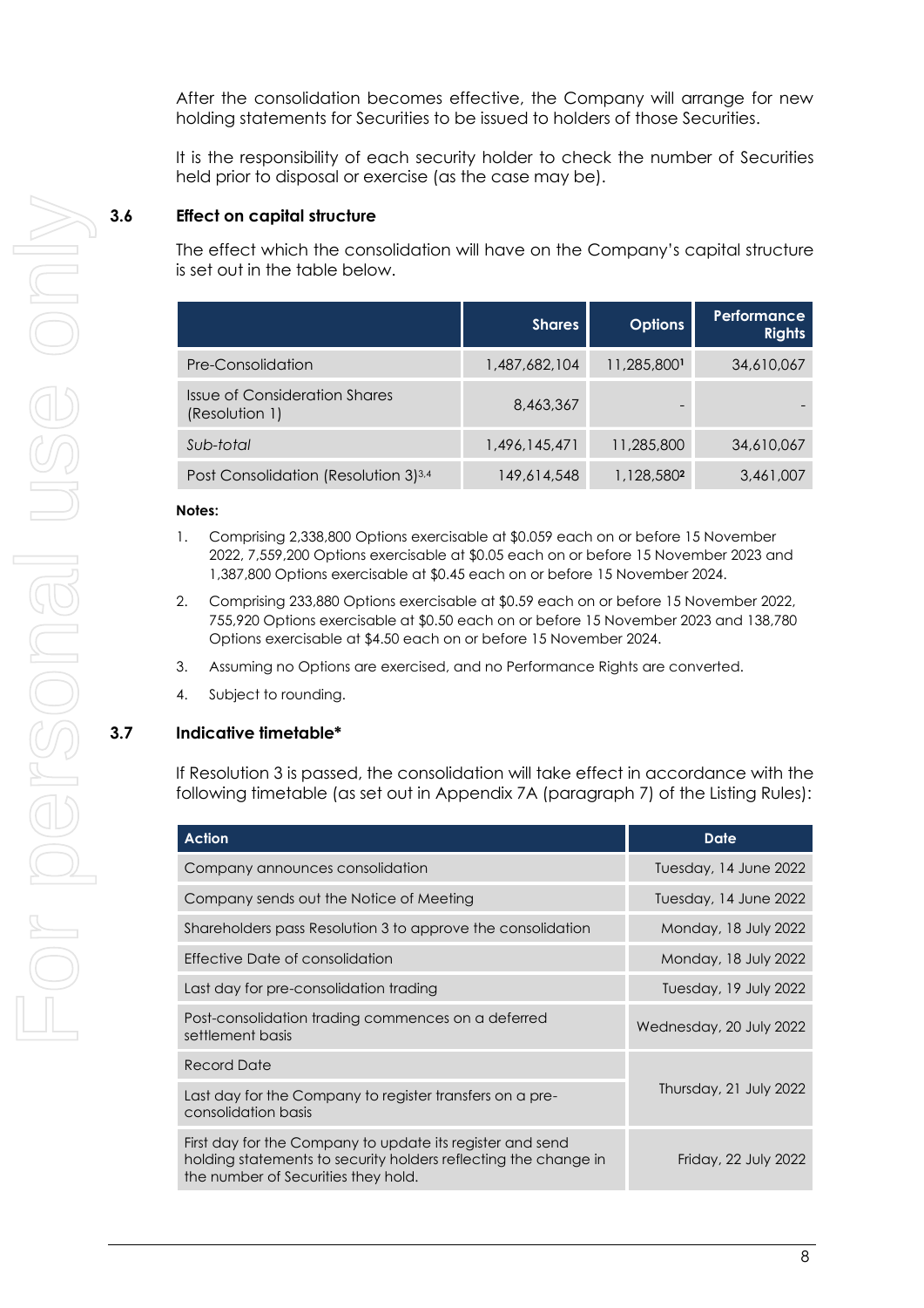After the consolidation becomes effective, the Company will arrange for new holding statements for Securities to be issued to holders of those Securities.

It is the responsibility of each security holder to check the number of Securities held prior to disposal or exercise (as the case may be).

### 3.6 Effect on capital structure

The effect which the consolidation will have on the Company's capital structure is set out in the table below.

| | Shares | Options | Performance Rights |
|---|---|---|---|
| Pre-Consolidation | 1,487,682,104 | 11,285,800[1] | 34,610,067 |
| Issue of Consideration Shares (Resolution 1) | 8,463,367 | - | - |
| *Sub-total* | 1,496,145,471 | 11,285,800 | 34,610,067 |
| Post Consolidation (Resolution 3)[3,4] | 149,614,548 | 1,128,580[2] | 3,461,007 |

**Notes:**

1. Comprising 2,338,800 Options exercisable at $0.059 each on or before 15 November 2022, 7,559,200 Options exercisable at $0.05 each on or before 15 November 2023 and 1,387,800 Options exercisable at $0.45 each on or before 15 November 2024.
2. Comprising 233,880 Options exercisable at $0.59 each on or before 15 November 2022, 755,920 Options exercisable at $0.50 each on or before 15 November 2023 and 138,780 Options exercisable at $4.50 each on or before 15 November 2024.
3. Assuming no Options are exercised, and no Performance Rights are converted.
4. Subject to rounding.

### 3.7 Indicative timetable*

If Resolution 3 is passed, the consolidation will take effect in accordance with the following timetable (as set out in Appendix 7A (paragraph 7) of the Listing Rules):

| Action | Date |
|---|---|
| Company announces consolidation | Tuesday, 14 June 2022 |
| Company sends out the Notice of Meeting | Tuesday, 14 June 2022 |
| Shareholders pass Resolution 3 to approve the consolidation | Monday, 18 July 2022 |
| Effective Date of consolidation | Monday, 18 July 2022 |
| Last day for pre-consolidation trading | Tuesday, 19 July 2022 |
| Post-consolidation trading commences on a deferred settlement basis | Wednesday, 20 July 2022 |
| Record Date | Thursday, 21 July 2022 |
| Last day for the Company to register transfers on a pre-consolidation basis | Thursday, 21 July 2022 |
| First day for the Company to update its register and send holding statements to security holders reflecting the change in the number of Securities they hold. | Friday, 22 July 2022 |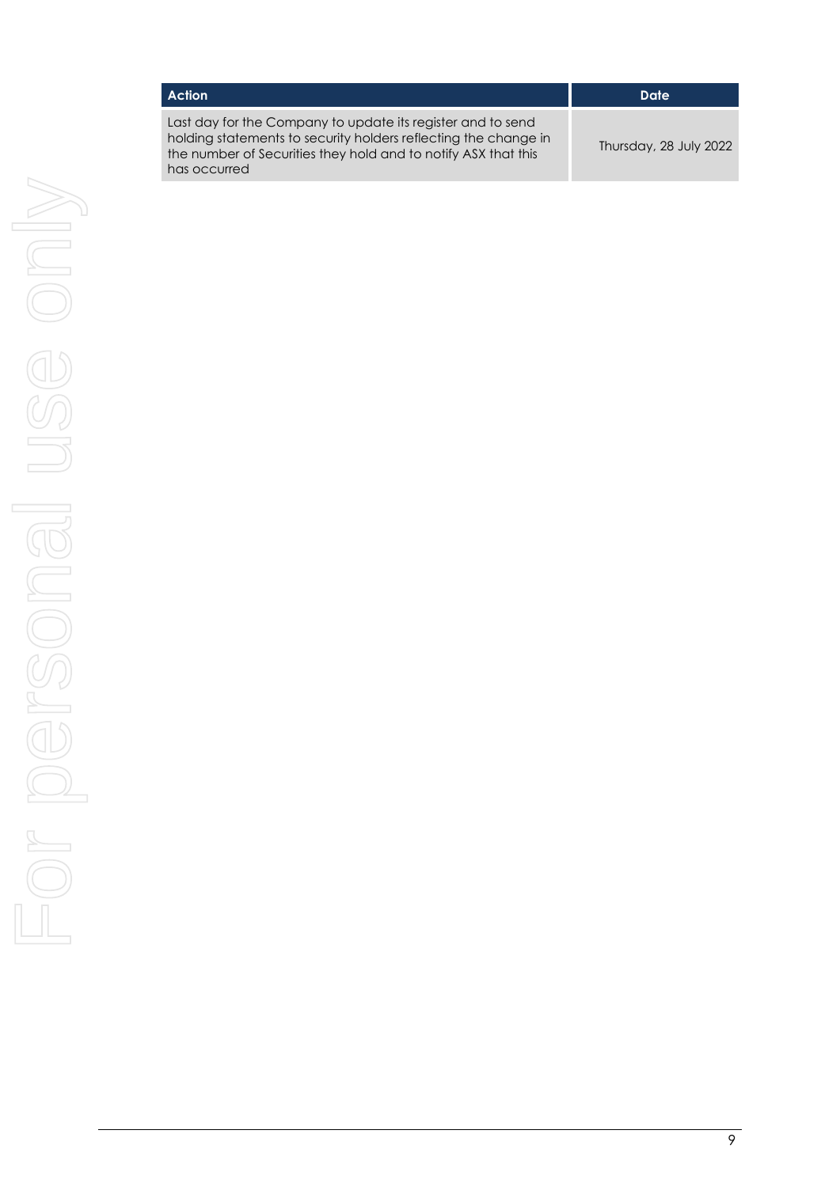| Action | Date |
| --- | --- |
| Last day for the Company to update its register and to send holding statements to security holders reflecting the change in the number of Securities they hold and to notify ASX that this has occurred | Thursday, 28 July 2022 |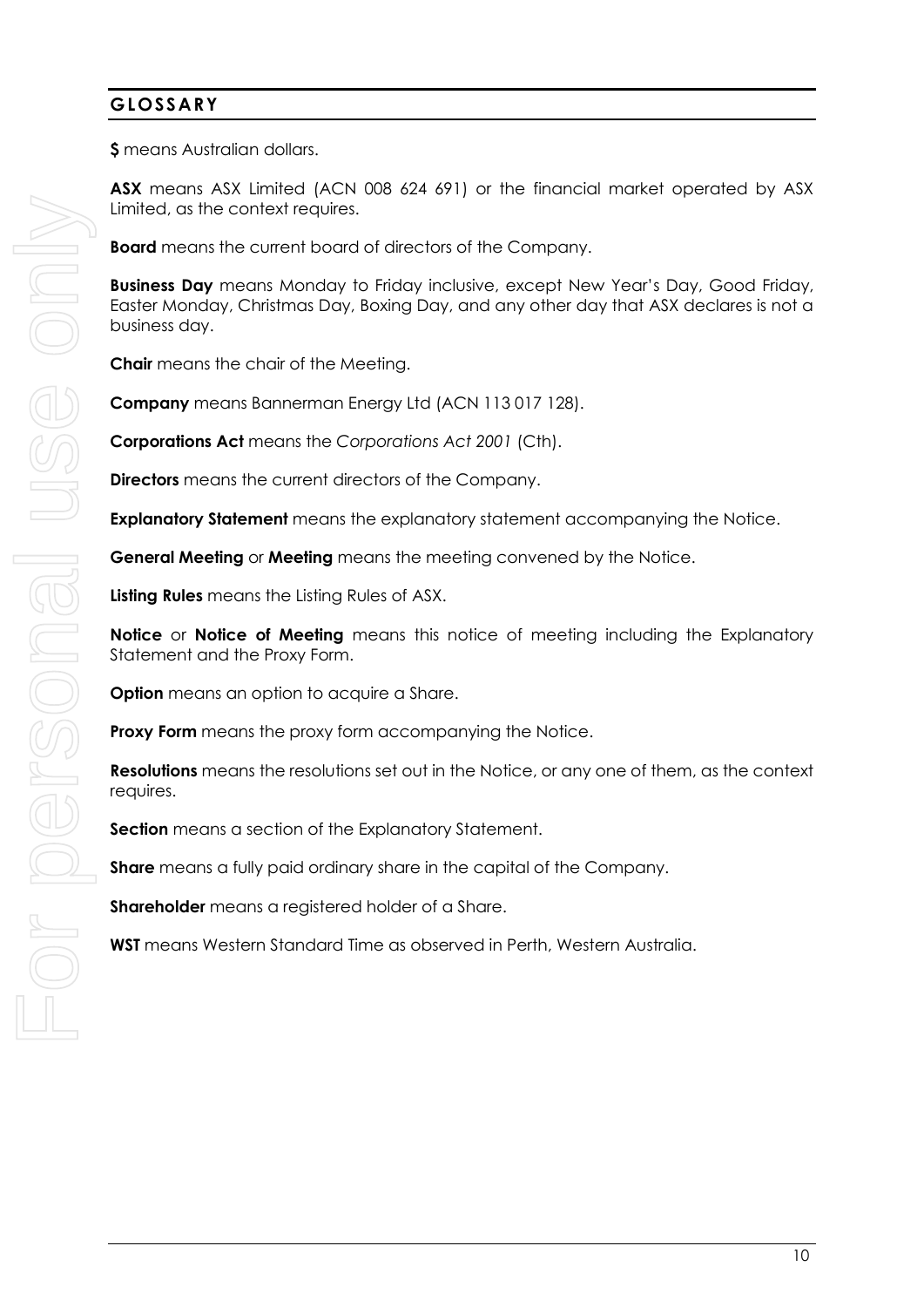## GLOSSARY

**$** means Australian dollars.

**ASX** means ASX Limited (ACN 008 624 691) or the financial market operated by ASX Limited, as the context requires.

**Board** means the current board of directors of the Company.

**Business Day** means Monday to Friday inclusive, except New Year's Day, Good Friday, Easter Monday, Christmas Day, Boxing Day, and any other day that ASX declares is not a business day.

**Chair** means the chair of the Meeting.

**Company** means Bannerman Energy Ltd (ACN 113 017 128).

**Corporations Act** means the *Corporations Act 2001* (Cth).

**Directors** means the current directors of the Company.

**Explanatory Statement** means the explanatory statement accompanying the Notice.

**General Meeting** or **Meeting** means the meeting convened by the Notice.

**Listing Rules** means the Listing Rules of ASX.

**Notice** or **Notice of Meeting** means this notice of meeting including the Explanatory Statement and the Proxy Form.

**Option** means an option to acquire a Share.

**Proxy Form** means the proxy form accompanying the Notice.

**Resolutions** means the resolutions set out in the Notice, or any one of them, as the context requires.

**Section** means a section of the Explanatory Statement.

**Share** means a fully paid ordinary share in the capital of the Company.

**Shareholder** means a registered holder of a Share.

**WST** means Western Standard Time as observed in Perth, Western Australia.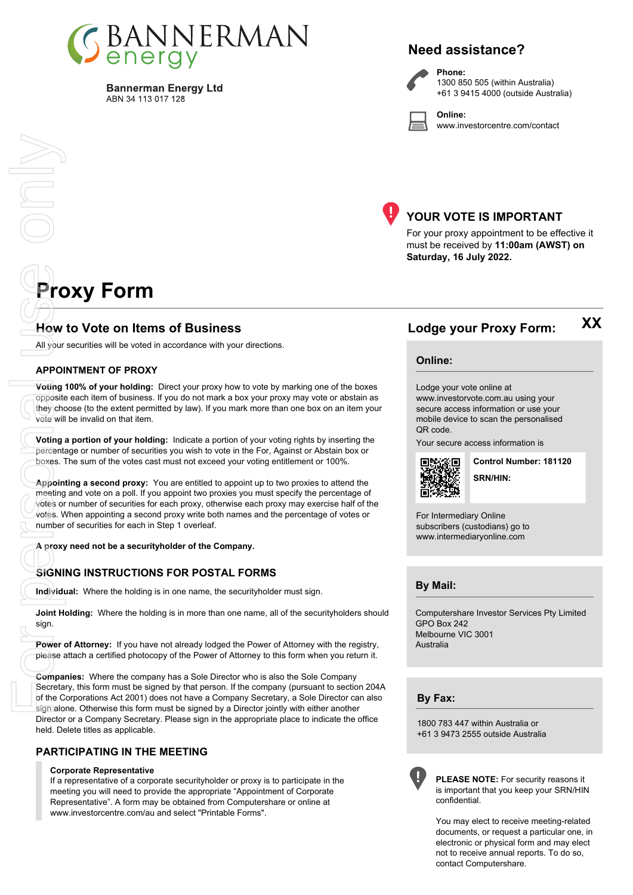# BANNERMAN energy

**Bannerman Energy Ltd**
ABN 34 113 017 128

## Need assistance?

**Phone:**
1300 850 505 (within Australia)
+61 3 9415 4000 (outside Australia)

**Online:**
www.investorcentre.com/contact

## YOUR VOTE IS IMPORTANT

For your proxy appointment to be effective it must be received by **11:00am (AWST) on Saturday, 16 July 2022.**

For personal use only

# Proxy Form

## How to Vote on Items of Business

All your securities will be voted in accordance with your directions.

### APPOINTMENT OF PROXY

**Voting 100% of your holding:** Direct your proxy how to vote by marking one of the boxes opposite each item of business. If you do not mark a box your proxy may vote or abstain as they choose (to the extent permitted by law). If you mark more than one box on an item your vote will be invalid on that item.

**Voting a portion of your holding:** Indicate a portion of your voting rights by inserting the percentage or number of securities you wish to vote in the For, Against or Abstain box or boxes. The sum of the votes cast must not exceed your voting entitlement or 100%.

**Appointing a second proxy:** You are entitled to appoint up to two proxies to attend the meeting and vote on a poll. If you appoint two proxies you must specify the percentage of votes or number of securities for each proxy, otherwise each proxy may exercise half of the votes. When appointing a second proxy write both names and the percentage of votes or number of securities for each in Step 1 overleaf.

**A proxy need not be a securityholder of the Company.**

### SIGNING INSTRUCTIONS FOR POSTAL FORMS

**Individual:** Where the holding is in one name, the securityholder must sign.

**Joint Holding:** Where the holding is in more than one name, all of the securityholders should sign.

**Power of Attorney:** If you have not already lodged the Power of Attorney with the registry, please attach a certified photocopy of the Power of Attorney to this form when you return it.

**Companies:** Where the company has a Sole Director who is also the Sole Company Secretary, this form must be signed by that person. If the company (pursuant to section 204A of the Corporations Act 2001) does not have a Company Secretary, a Sole Director can also sign alone. Otherwise this form must be signed by a Director jointly with either another Director or a Company Secretary. Please sign in the appropriate place to indicate the office held. Delete titles as applicable.

### PARTICIPATING IN THE MEETING

**Corporate Representative**
If a representative of a corporate securityholder or proxy is to participate in the meeting you will need to provide the appropriate "Appointment of Corporate Representative". A form may be obtained from Computershare or online at www.investorcentre.com/au and select "Printable Forms".

## Lodge your Proxy Form:

XX

### Online:

Lodge your vote online at www.investorvote.com.au using your secure access information or use your mobile device to scan the personalised QR code.

Your secure access information is

**Control Number: 181120**

**SRN/HIN:**

For Intermediary Online subscribers (custodians) go to www.intermediaryonline.com

### By Mail:

Computershare Investor Services Pty Limited
GPO Box 242
Melbourne VIC 3001
Australia

### By Fax:

1800 783 447 within Australia or
+61 3 9473 2555 outside Australia

**PLEASE NOTE:** For security reasons it is important that you keep your SRN/HIN confidential.

You may elect to receive meeting-related documents, or request a particular one, in electronic or physical form and may elect not to receive annual reports. To do so, contact Computershare.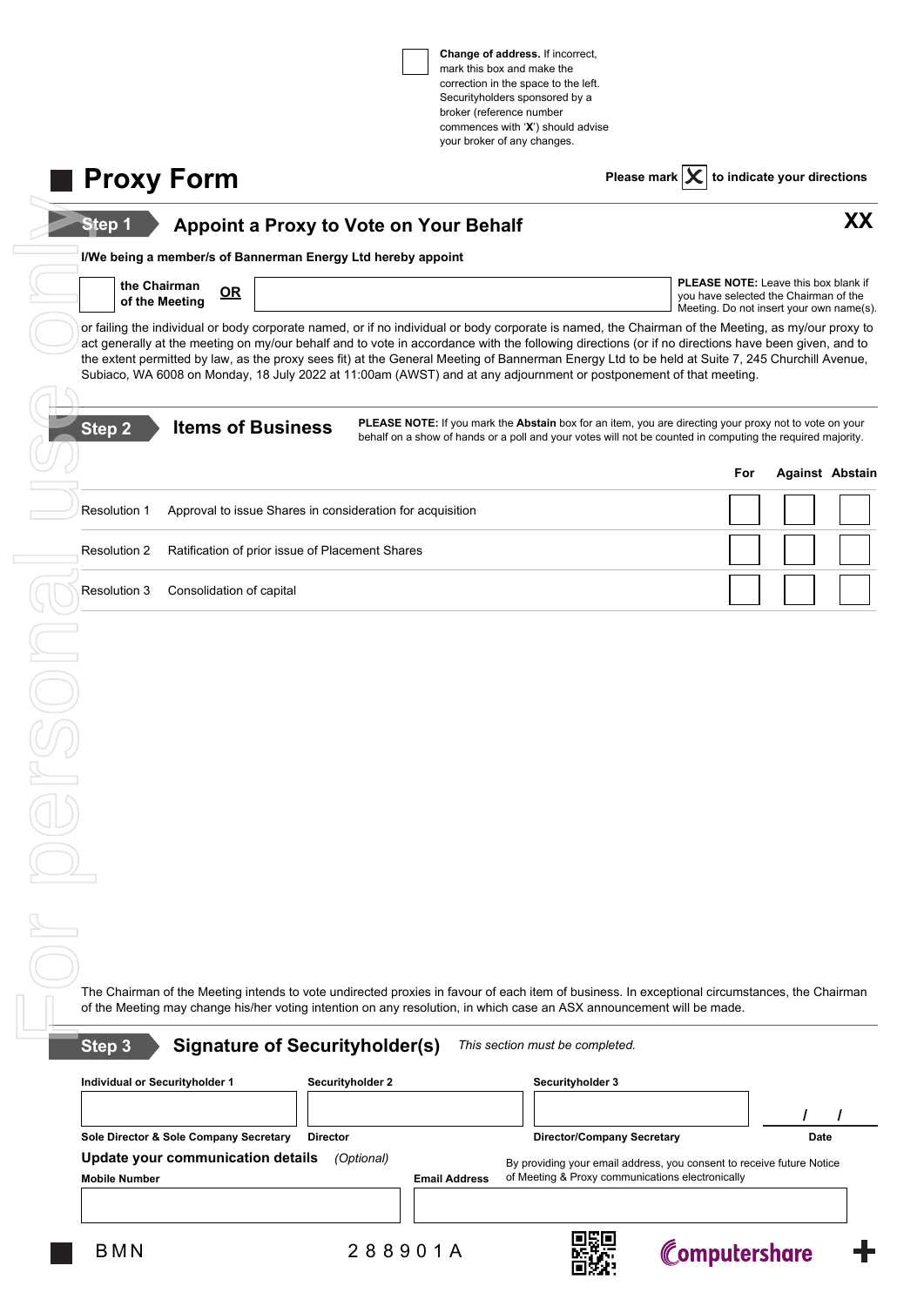☐ **Change of address.** If incorrect, mark this box and make the correction in the space to the left. Securityholders sponsored by a broker (reference number commences with '**X**') should advise your broker of any changes.

# Proxy Form

Please mark ☒ to indicate your directions

**XX**

## Step 1 Appoint a Proxy to Vote on Your Behalf

**I/We being a member/s of Bannerman Energy Ltd hereby appoint**

☐ **the Chairman of the Meeting** **OR** ____________________

**PLEASE NOTE:** Leave this box blank if you have selected the Chairman of the Meeting. Do not insert your own name(s).

or failing the individual or body corporate named, or if no individual or body corporate is named, the Chairman of the Meeting, as my/our proxy to act generally at the meeting on my/our behalf and to vote in accordance with the following directions (or if no directions have been given, and to the extent permitted by law, as the proxy sees fit) at the General Meeting of Bannerman Energy Ltd to be held at Suite 7, 245 Churchill Avenue, Subiaco, WA 6008 on Monday, 18 July 2022 at 11:00am (AWST) and at any adjournment or postponement of that meeting.

## Step 2 Items of Business

**PLEASE NOTE:** If you mark the **Abstain** box for an item, you are directing your proxy not to vote on your behalf on a show of hands or a poll and your votes will not be counted in computing the required majority.

| | | For | Against | Abstain |
|---|---|---|---|---|
| Resolution 1 | Approval to issue Shares in consideration for acquisition | ☐ | ☐ | ☐ |
| Resolution 2 | Ratification of prior issue of Placement Shares | ☐ | ☐ | ☐ |
| Resolution 3 | Consolidation of capital | ☐ | ☐ | ☐ |

The Chairman of the Meeting intends to vote undirected proxies in favour of each item of business. In exceptional circumstances, the Chairman of the Meeting may change his/her voting intention on any resolution, in which case an ASX announcement will be made.

## Step 3 Signature of Securityholder(s)

*This section must be completed.*

| Individual or Securityholder 1 | Securityholder 2 | Securityholder 3 | |
|---|---|---|---|
| | | | / / |
| Sole Director & Sole Company Secretary | Director | Director/Company Secretary | Date |

**Update your communication details** *(Optional)*

**Mobile Number** ____________________

**Email Address** ____________________

By providing your email address, you consent to receive future Notice of Meeting & Proxy communications electronically

B M N 2 8 8 9 0 1 A

Computershare